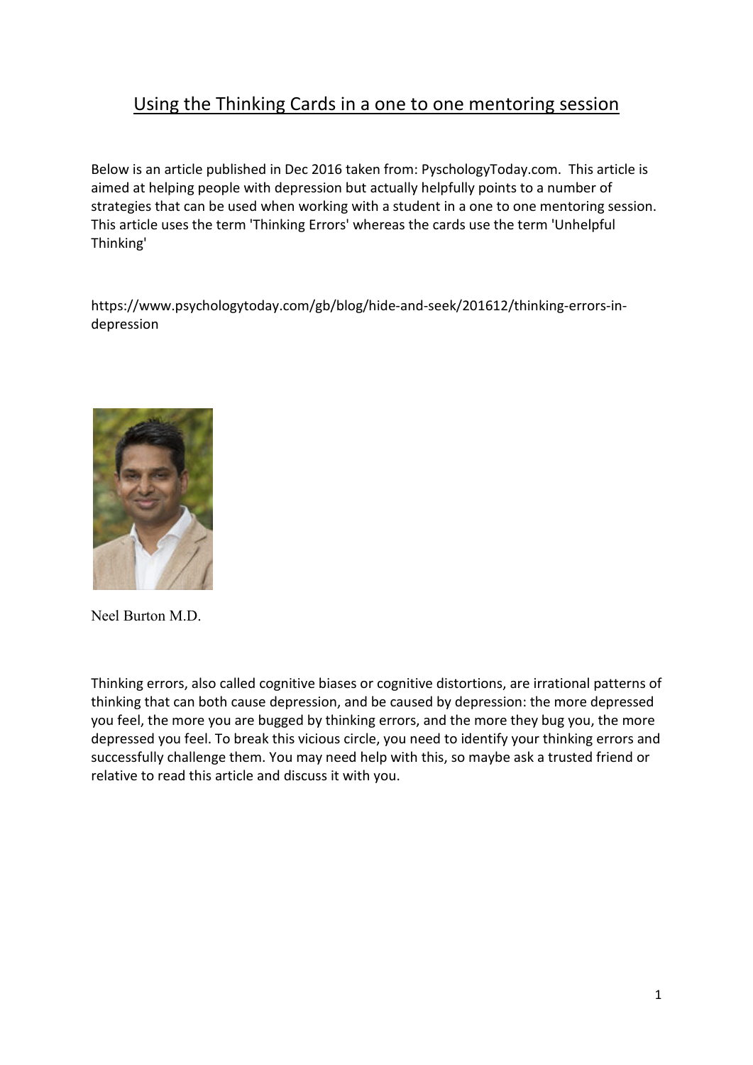# Using the Thinking Cards in a one to one mentoring session

Below is an article published in Dec 2016 taken from: PyschologyToday.com. This article is aimed at helping people with depression but actually helpfully points to a number of strategies that can be used when working with a student in a one to one mentoring session. This article uses the term 'Thinking Errors' whereas the cards use the term 'Unhelpful Thinking'

https://www.psychologytoday.com/gb/blog/hide-and-seek/201612/thinking-errors-in-depression

Neel Burton M.D.

Thinking errors, also called cognitive biases or cognitive distortions, are irrational patterns of thinking that can both cause depression, and be caused by depression: the more depressed you feel, the more you are bugged by thinking errors, and the more they bug you, the more depressed you feel. To break this vicious circle, you need to identify your thinking errors and successfully challenge them. You may need help with this, so maybe ask a trusted friend or relative to read this article and discuss it with you.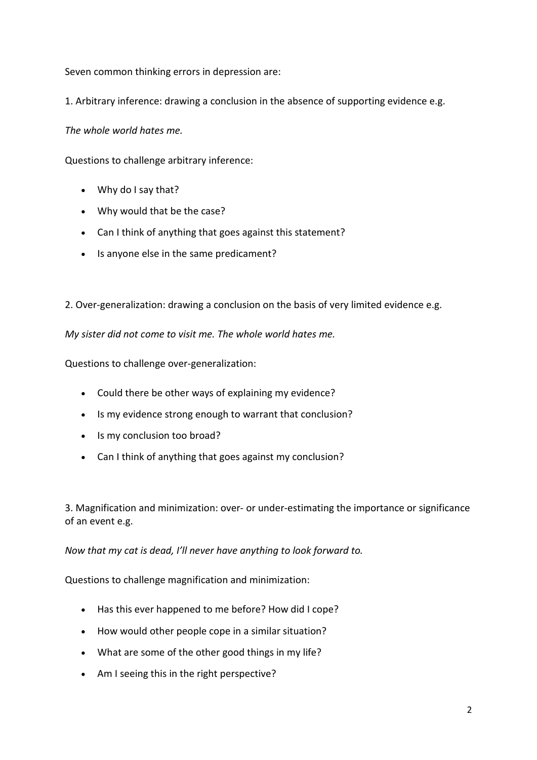Seven common thinking errors in depression are:

1. Arbitrary inference: drawing a conclusion in the absence of supporting evidence e.g.

*The whole world hates me.*

Questions to challenge arbitrary inference:

- Why do I say that?
- Why would that be the case?
- Can I think of anything that goes against this statement?
- Is anyone else in the same predicament?

2. Over-generalization: drawing a conclusion on the basis of very limited evidence e.g.

*My sister did not come to visit me. The whole world hates me.*

Questions to challenge over-generalization:

- Could there be other ways of explaining my evidence?
- Is my evidence strong enough to warrant that conclusion?
- Is my conclusion too broad?
- Can I think of anything that goes against my conclusion?

3. Magnification and minimization: over- or under-estimating the importance or significance of an event e.g.

*Now that my cat is dead, I'll never have anything to look forward to.*

Questions to challenge magnification and minimization:

- Has this ever happened to me before? How did I cope?
- How would other people cope in a similar situation?
- What are some of the other good things in my life?
- Am I seeing this in the right perspective?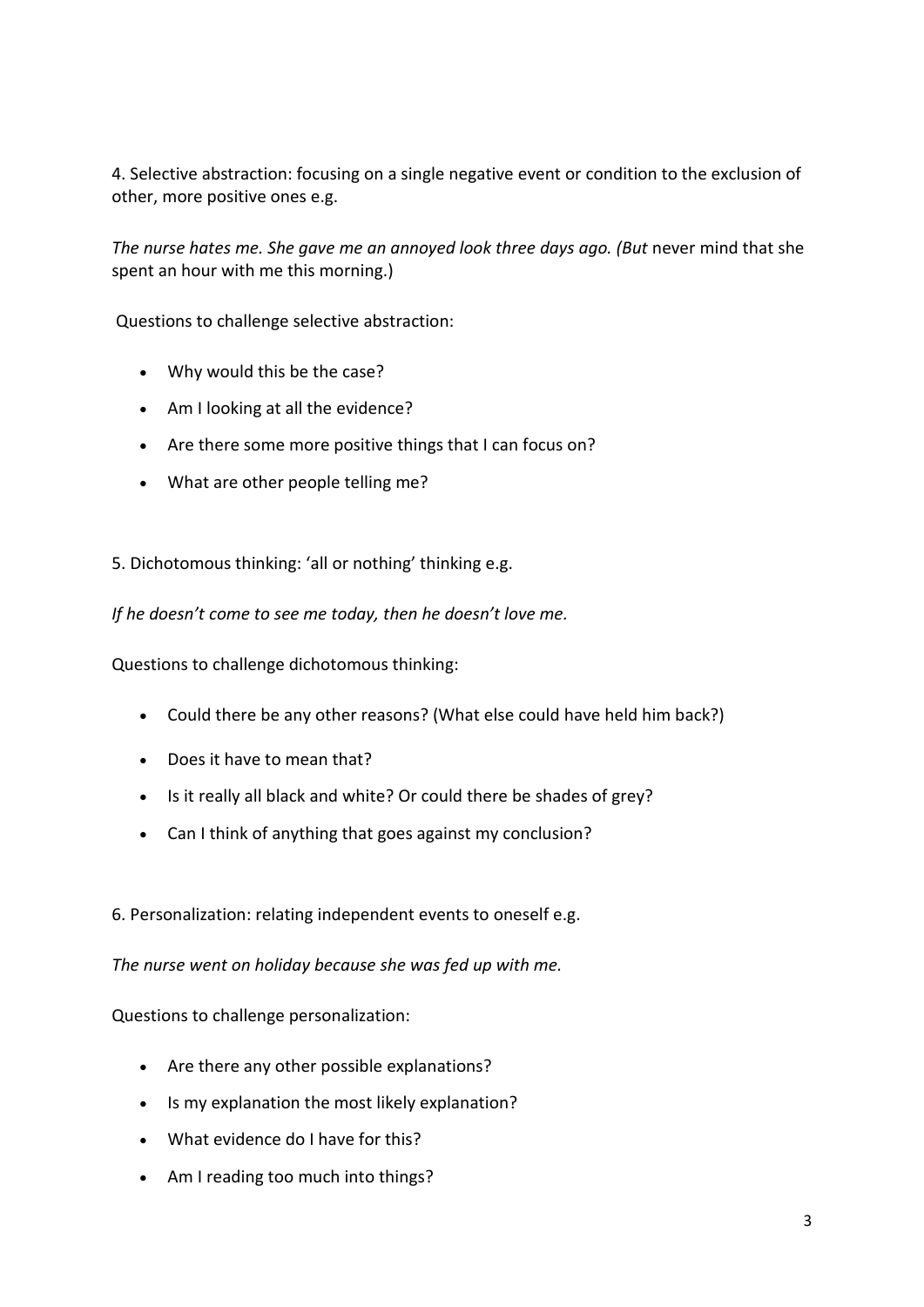4. Selective abstraction: focusing on a single negative event or condition to the exclusion of other, more positive ones e.g.

*The nurse hates me. She gave me an annoyed look three days ago. (But* never mind that she spent an hour with me this morning.)

Questions to challenge selective abstraction:

- Why would this be the case?
- Am I looking at all the evidence?
- Are there some more positive things that I can focus on?
- What are other people telling me?

5. Dichotomous thinking: 'all or nothing' thinking e.g.

*If he doesn't come to see me today, then he doesn't love me.*

Questions to challenge dichotomous thinking:

- Could there be any other reasons? (What else could have held him back?)
- Does it have to mean that?
- Is it really all black and white? Or could there be shades of grey?
- Can I think of anything that goes against my conclusion?

6. Personalization: relating independent events to oneself e.g.

*The nurse went on holiday because she was fed up with me.*

Questions to challenge personalization:

- Are there any other possible explanations?
- Is my explanation the most likely explanation?
- What evidence do I have for this?
- Am I reading too much into things?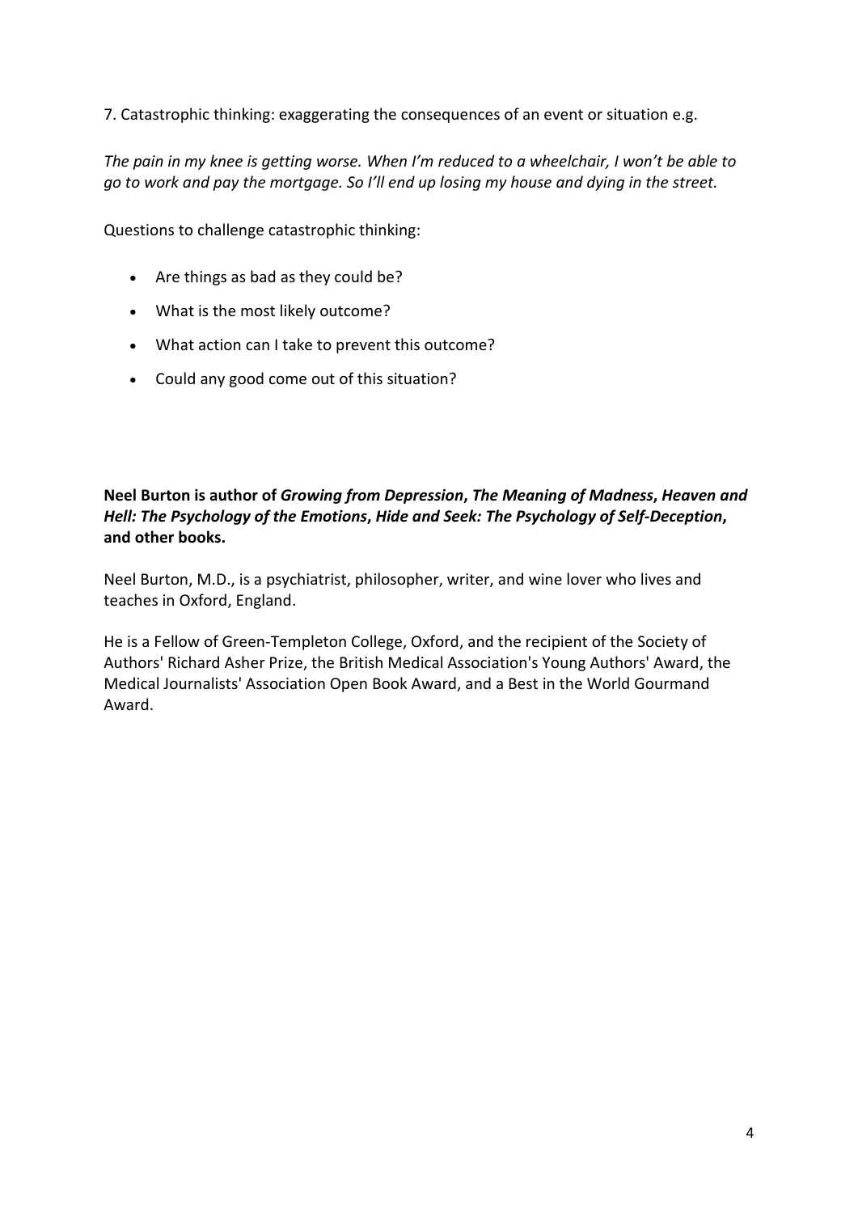7. Catastrophic thinking: exaggerating the consequences of an event or situation e.g.

*The pain in my knee is getting worse. When I'm reduced to a wheelchair, I won't be able to go to work and pay the mortgage. So I'll end up losing my house and dying in the street.*

Questions to challenge catastrophic thinking:

- Are things as bad as they could be?
- What is the most likely outcome?
- What action can I take to prevent this outcome?
- Could any good come out of this situation?

**Neel Burton is author of *Growing from Depression*, *The Meaning of Madness*, *Heaven and Hell: The Psychology of the Emotions*, *Hide and Seek: The Psychology of Self-Deception*, and other books.**

Neel Burton, M.D., is a psychiatrist, philosopher, writer, and wine lover who lives and teaches in Oxford, England.

He is a Fellow of Green-Templeton College, Oxford, and the recipient of the Society of Authors' Richard Asher Prize, the British Medical Association's Young Authors' Award, the Medical Journalists' Association Open Book Award, and a Best in the World Gourmand Award.